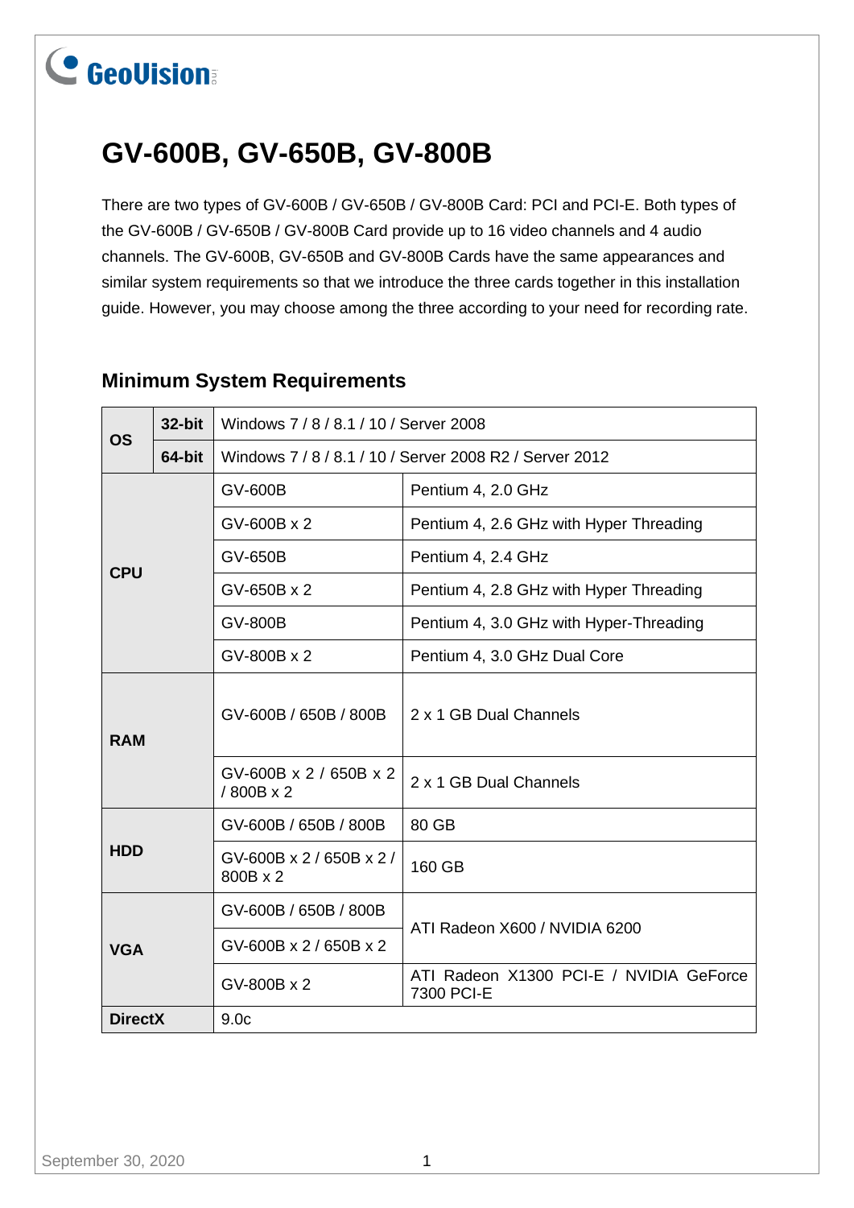# GV-600B, GV-650B, GV-800B

There are two types of GV-600B / GV-650B / GV-800B Card: PCI and PCI-E. Both types of the GV-600B / GV-650B / GV-800B Card provide up to 16 video channels and 4 audio channels. The GV-600B, GV-650B and GV-800B Cards have the same appearances and similar system requirements so that we introduce the three cards together in this installation guide. However, you may choose among the three according to your need for recording rate.

## Minimum System Requirements

| | | | |
|---|---|---|---|
| **OS** | **32-bit** | Windows 7 / 8 / 8.1 / 10 / Server 2008 | |
| | **64-bit** | Windows 7 / 8 / 8.1 / 10 / Server 2008 R2 / Server 2012 | |
| **CPU** | | GV-600B | Pentium 4, 2.0 GHz |
| | | GV-600B x 2 | Pentium 4, 2.6 GHz with Hyper Threading |
| | | GV-650B | Pentium 4, 2.4 GHz |
| | | GV-650B x 2 | Pentium 4, 2.8 GHz with Hyper Threading |
| | | GV-800B | Pentium 4, 3.0 GHz with Hyper-Threading |
| | | GV-800B x 2 | Pentium 4, 3.0 GHz Dual Core |
| **RAM** | | GV-600B / 650B / 800B | 2 x 1 GB Dual Channels |
| | | GV-600B x 2 / 650B x 2 / 800B x 2 | 2 x 1 GB Dual Channels |
| **HDD** | | GV-600B / 650B / 800B | 80 GB |
| | | GV-600B x 2 / 650B x 2 / 800B x 2 | 160 GB |
| **VGA** | | GV-600B / 650B / 800B | ATI Radeon X600 / NVIDIA 6200 |
| | | GV-600B x 2 / 650B x 2 | ATI Radeon X600 / NVIDIA 6200 |
| | | GV-800B x 2 | ATI Radeon X1300 PCI-E / NVIDIA GeForce 7300 PCI-E |
| **DirectX** | | 9.0c | |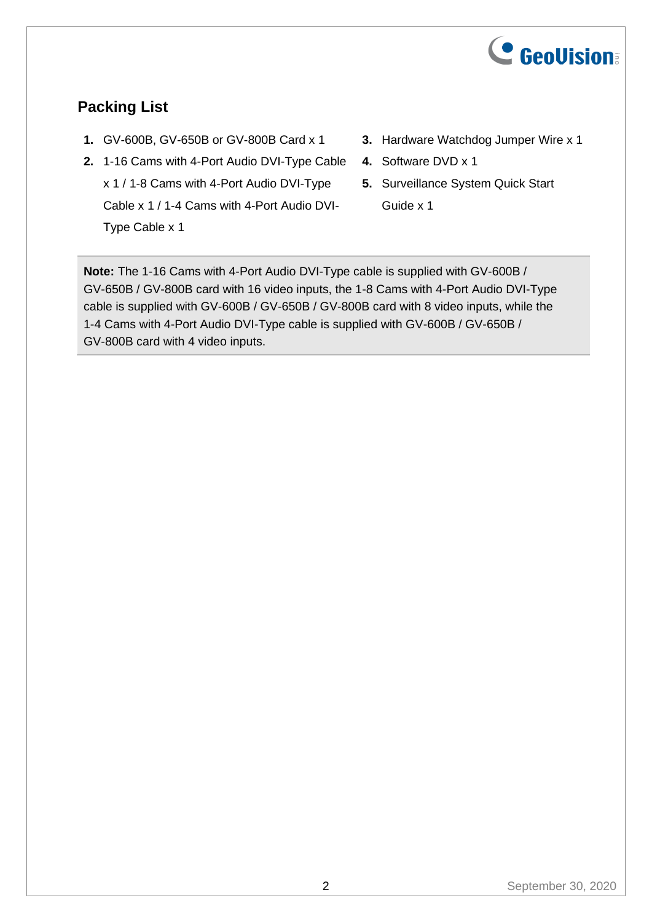## Packing List

1. GV-600B, GV-650B or GV-800B Card x 1
2. 1-16 Cams with 4-Port Audio DVI-Type Cable x 1 / 1-8 Cams with 4-Port Audio DVI-Type Cable x 1 / 1-4 Cams with 4-Port Audio DVI-Type Cable x 1
3. Hardware Watchdog Jumper Wire x 1
4. Software DVD x 1
5. Surveillance System Quick Start Guide x 1

**Note:** The 1-16 Cams with 4-Port Audio DVI-Type cable is supplied with GV-600B / GV-650B / GV-800B card with 16 video inputs, the 1-8 Cams with 4-Port Audio DVI-Type cable is supplied with GV-600B / GV-650B / GV-800B card with 8 video inputs, while the 1-4 Cams with 4-Port Audio DVI-Type cable is supplied with GV-600B / GV-650B / GV-800B card with 4 video inputs.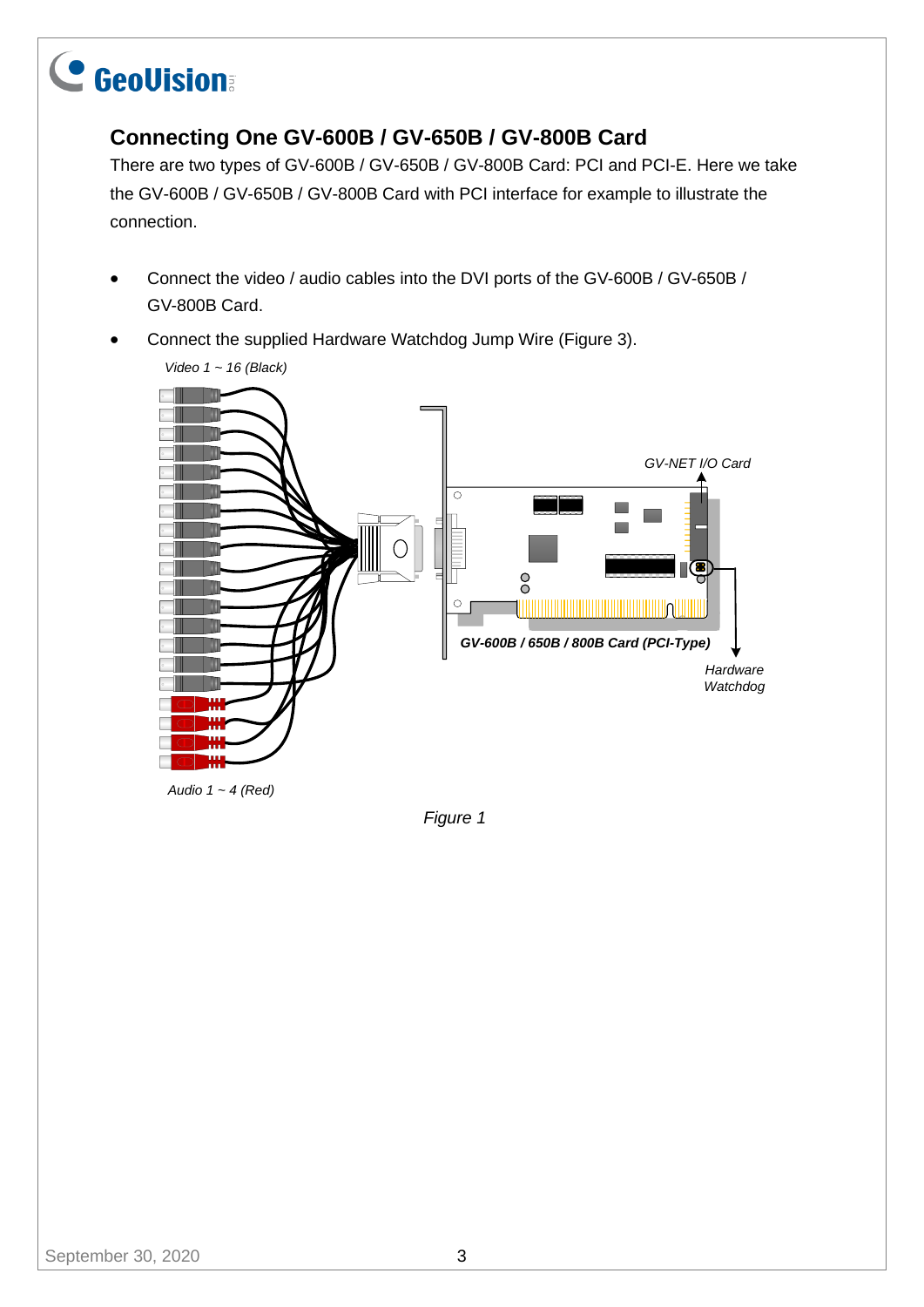## Connecting One GV-600B / GV-650B / GV-800B Card

There are two types of GV-600B / GV-650B / GV-800B Card: PCI and PCI-E. Here we take the GV-600B / GV-650B / GV-800B Card with PCI interface for example to illustrate the connection.

- Connect the video / audio cables into the DVI ports of the GV-600B / GV-650B / GV-800B Card.
- Connect the supplied Hardware Watchdog Jump Wire (Figure 3).

*Video 1 ~ 16 (Black)*

*GV-NET I/O Card*

***GV-600B / 650B / 800B Card (PCI-Type)***

*Hardware Watchdog*

*Audio 1 ~ 4 (Red)*

*Figure 1*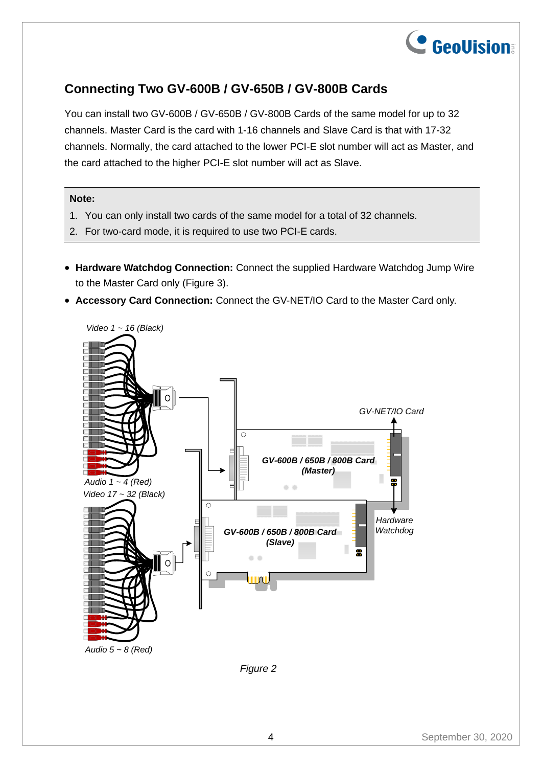## Connecting Two GV-600B / GV-650B / GV-800B Cards

You can install two GV-600B / GV-650B / GV-800B Cards of the same model for up to 32 channels. Master Card is the card with 1-16 channels and Slave Card is that with 17-32 channels. Normally, the card attached to the lower PCI-E slot number will act as Master, and the card attached to the higher PCI-E slot number will act as Slave.

**Note:**

1. You can only install two cards of the same model for a total of 32 channels.
2. For two-card mode, it is required to use two PCI-E cards.

- **Hardware Watchdog Connection:** Connect the supplied Hardware Watchdog Jump Wire to the Master Card only (Figure 3).
- **Accessory Card Connection:** Connect the GV-NET/IO Card to the Master Card only.

*Video 1 ~ 16 (Black)*

*Audio 1 ~ 4 (Red)*

*Video 17 ~ 32 (Black)*

*Audio 5 ~ 8 (Red)*

*GV-NET/IO Card*

***GV-600B / 650B / 800B Card (Master)***

***GV-600B / 650B / 800B Card (Slave)***

*Hardware Watchdog*

*Figure 2*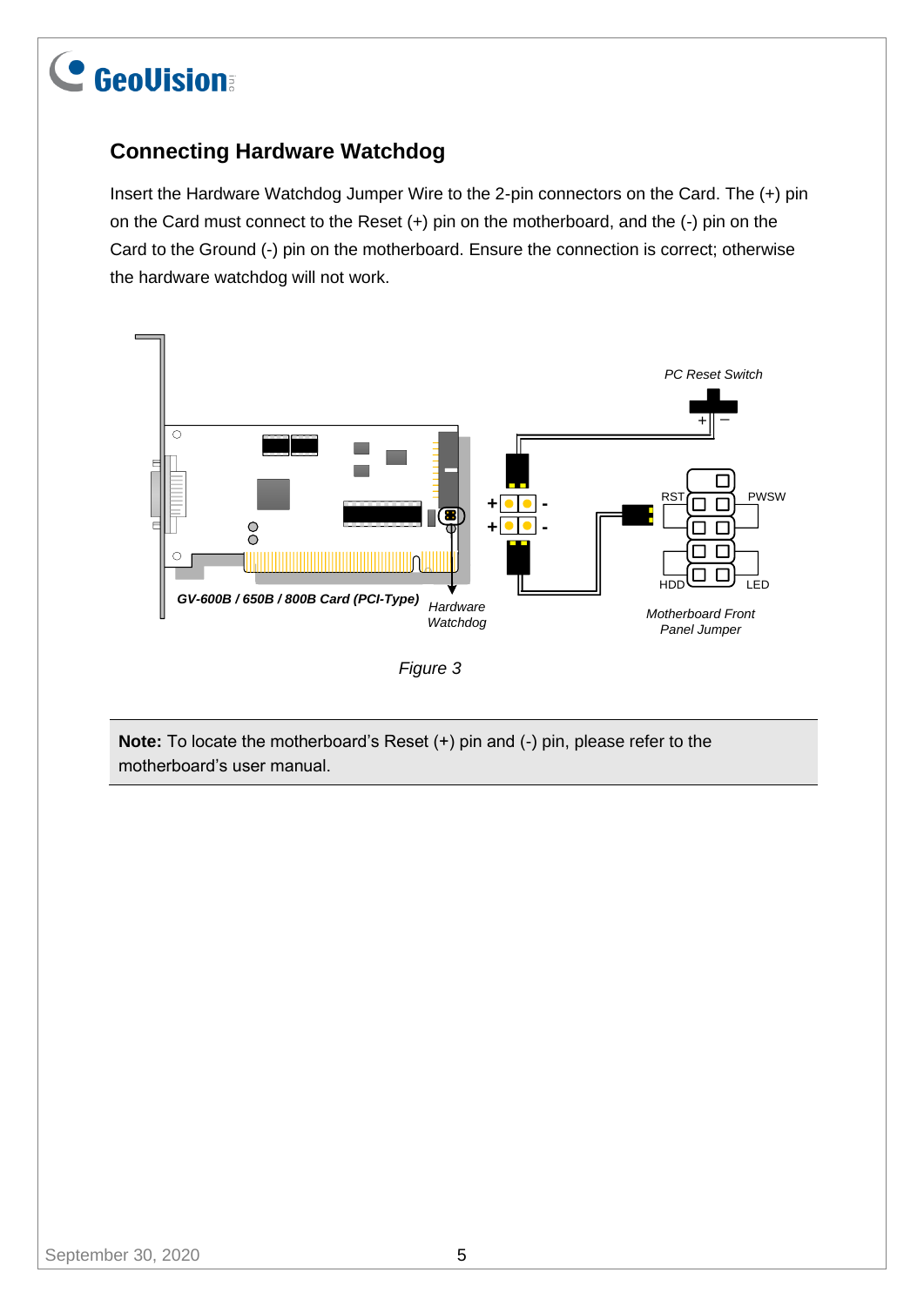## Connecting Hardware Watchdog

Insert the Hardware Watchdog Jumper Wire to the 2-pin connectors on the Card. The (+) pin on the Card must connect to the Reset (+) pin on the motherboard, and the (-) pin on the Card to the Ground (-) pin on the motherboard. Ensure the connection is correct; otherwise the hardware watchdog will not work.

*Figure 3*

**Note:** To locate the motherboard's Reset (+) pin and (-) pin, please refer to the motherboard's user manual.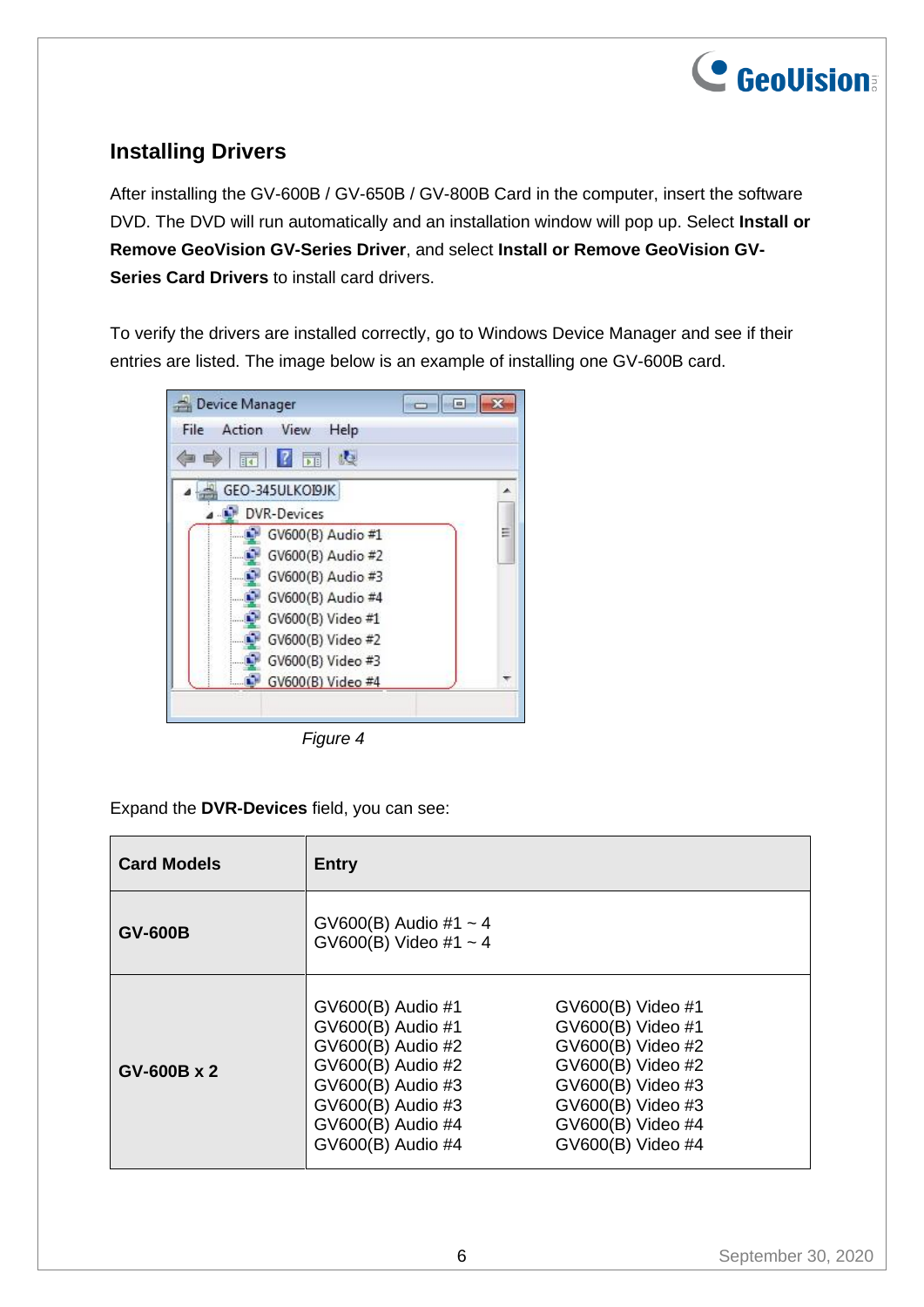## Installing Drivers

After installing the GV-600B / GV-650B / GV-800B Card in the computer, insert the software DVD. The DVD will run automatically and an installation window will pop up. Select **Install or Remove GeoVision GV-Series Driver**, and select **Install or Remove GeoVision GV-Series Card Drivers** to install card drivers.

To verify the drivers are installed correctly, go to Windows Device Manager and see if their entries are listed. The image below is an example of installing one GV-600B card.

*Figure 4*

Expand the **DVR-Devices** field, you can see:

| Card Models | Entry | |
|---|---|---|
| **GV-600B** | GV600(B) Audio #1 ~ 4<br>GV600(B) Video #1 ~ 4 | |
| **GV-600B x 2** | GV600(B) Audio #1<br>GV600(B) Audio #1<br>GV600(B) Audio #2<br>GV600(B) Audio #2<br>GV600(B) Audio #3<br>GV600(B) Audio #3<br>GV600(B) Audio #4<br>GV600(B) Audio #4 | GV600(B) Video #1<br>GV600(B) Video #1<br>GV600(B) Video #2<br>GV600(B) Video #2<br>GV600(B) Video #3<br>GV600(B) Video #3<br>GV600(B) Video #4<br>GV600(B) Video #4 |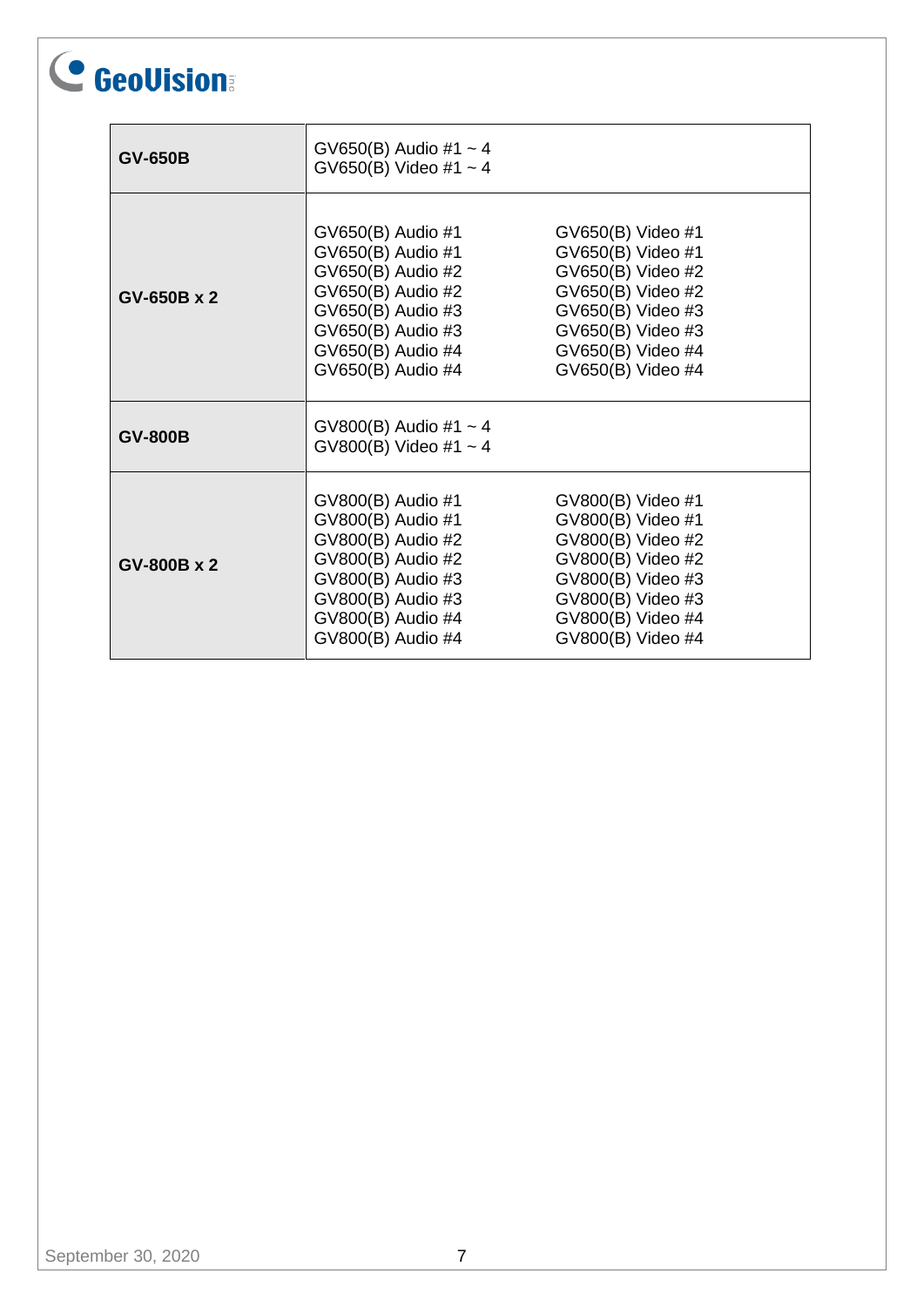| | | |
|---|---|---|
| **GV-650B** | GV650(B) Audio #1 ~ 4<br>GV650(B) Video #1 ~ 4 | |
| **GV-650B x 2** | GV650(B) Audio #1<br>GV650(B) Audio #1<br>GV650(B) Audio #2<br>GV650(B) Audio #2<br>GV650(B) Audio #3<br>GV650(B) Audio #3<br>GV650(B) Audio #4<br>GV650(B) Audio #4 | GV650(B) Video #1<br>GV650(B) Video #1<br>GV650(B) Video #2<br>GV650(B) Video #2<br>GV650(B) Video #3<br>GV650(B) Video #3<br>GV650(B) Video #4<br>GV650(B) Video #4 |
| **GV-800B** | GV800(B) Audio #1 ~ 4<br>GV800(B) Video #1 ~ 4 | |
| **GV-800B x 2** | GV800(B) Audio #1<br>GV800(B) Audio #1<br>GV800(B) Audio #2<br>GV800(B) Audio #2<br>GV800(B) Audio #3<br>GV800(B) Audio #3<br>GV800(B) Audio #4<br>GV800(B) Audio #4 | GV800(B) Video #1<br>GV800(B) Video #1<br>GV800(B) Video #2<br>GV800(B) Video #2<br>GV800(B) Video #3<br>GV800(B) Video #3<br>GV800(B) Video #4<br>GV800(B) Video #4 |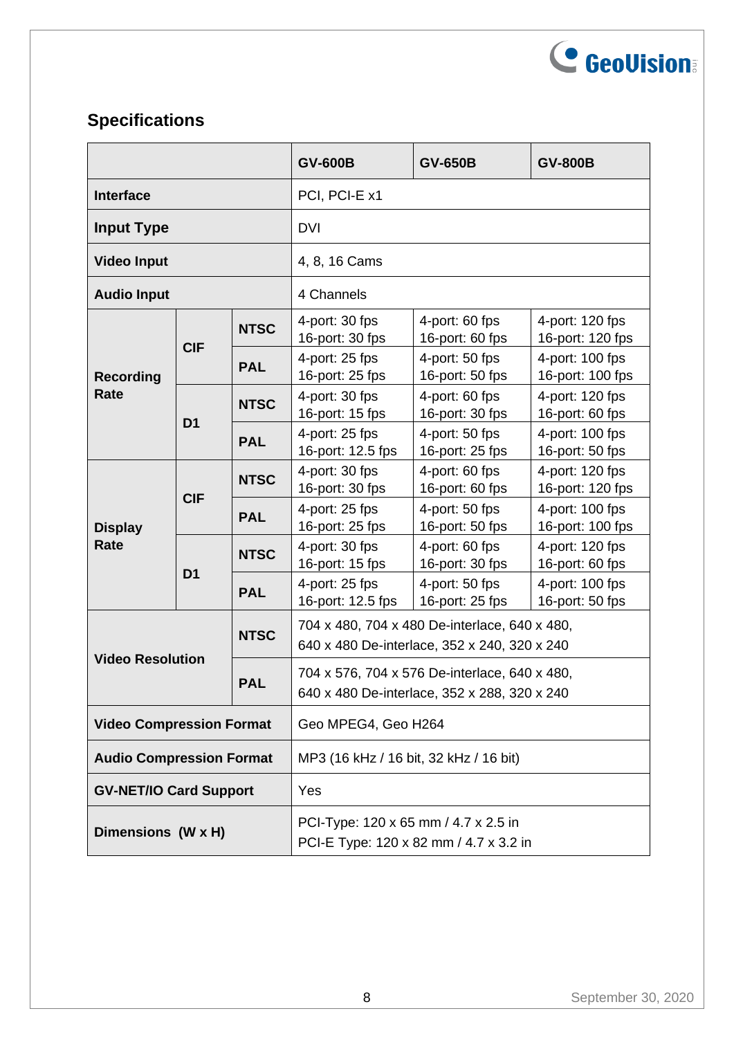## Specifications

| | | | GV-600B | GV-650B | GV-800B |
|---|---|---|---|---|---|
| **Interface** | | | PCI, PCI-E x1 | | |
| **Input Type** | | | DVI | | |
| **Video Input** | | | 4, 8, 16 Cams | | |
| **Audio Input** | | | 4 Channels | | |
| **Recording Rate** | **CIF** | **NTSC** | 4-port: 30 fps<br>16-port: 30 fps | 4-port: 60 fps<br>16-port: 60 fps | 4-port: 120 fps<br>16-port: 120 fps |
| | | **PAL** | 4-port: 25 fps<br>16-port: 25 fps | 4-port: 50 fps<br>16-port: 50 fps | 4-port: 100 fps<br>16-port: 100 fps |
| | **D1** | **NTSC** | 4-port: 30 fps<br>16-port: 15 fps | 4-port: 60 fps<br>16-port: 30 fps | 4-port: 120 fps<br>16-port: 60 fps |
| | | **PAL** | 4-port: 25 fps<br>16-port: 12.5 fps | 4-port: 50 fps<br>16-port: 25 fps | 4-port: 100 fps<br>16-port: 50 fps |
| **Display Rate** | **CIF** | **NTSC** | 4-port: 30 fps<br>16-port: 30 fps | 4-port: 60 fps<br>16-port: 60 fps | 4-port: 120 fps<br>16-port: 120 fps |
| | | **PAL** | 4-port: 25 fps<br>16-port: 25 fps | 4-port: 50 fps<br>16-port: 50 fps | 4-port: 100 fps<br>16-port: 100 fps |
| | **D1** | **NTSC** | 4-port: 30 fps<br>16-port: 15 fps | 4-port: 60 fps<br>16-port: 30 fps | 4-port: 120 fps<br>16-port: 60 fps |
| | | **PAL** | 4-port: 25 fps<br>16-port: 12.5 fps | 4-port: 50 fps<br>16-port: 25 fps | 4-port: 100 fps<br>16-port: 50 fps |
| **Video Resolution** | | **NTSC** | 704 x 480, 704 x 480 De-interlace, 640 x 480, 640 x 480 De-interlace, 352 x 240, 320 x 240 | | |
| | | **PAL** | 704 x 576, 704 x 576 De-interlace, 640 x 480, 640 x 480 De-interlace, 352 x 288, 320 x 240 | | |
| **Video Compression Format** | | | Geo MPEG4, Geo H264 | | |
| **Audio Compression Format** | | | MP3 (16 kHz / 16 bit, 32 kHz / 16 bit) | | |
| **GV-NET/IO Card Support** | | | Yes | | |
| **Dimensions (W x H)** | | | PCI-Type: 120 x 65 mm / 4.7 x 2.5 in<br>PCI-E Type: 120 x 82 mm / 4.7 x 3.2 in | | |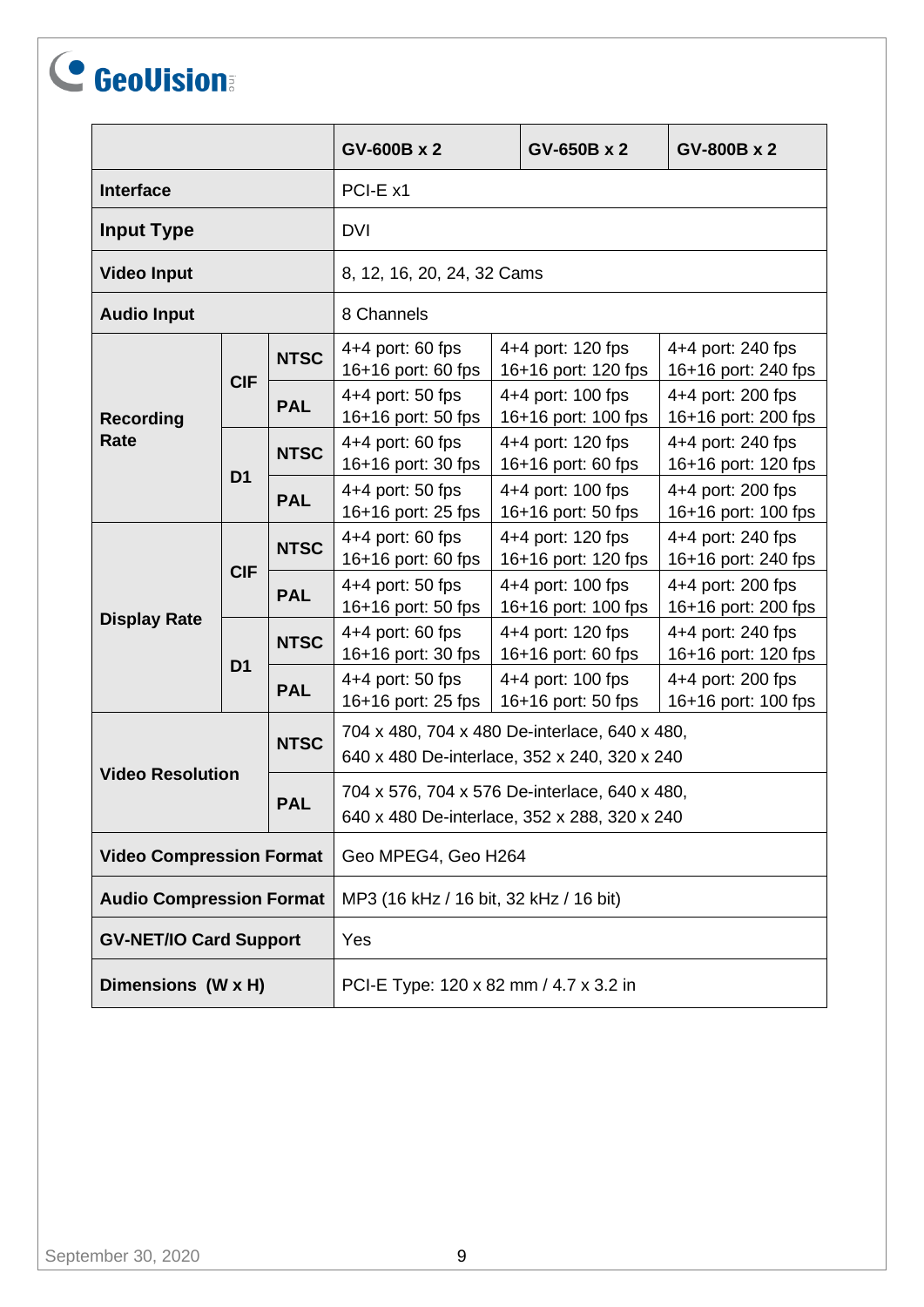| | | | GV-600B x 2 | GV-650B x 2 | GV-800B x 2 |
|---|---|---|---|---|---|
| **Interface** | | | PCI-E x1 | | |
| **Input Type** | | | DVI | | |
| **Video Input** | | | 8, 12, 16, 20, 24, 32 Cams | | |
| **Audio Input** | | | 8 Channels | | |
| **Recording Rate** | **CIF** | **NTSC** | 4+4 port: 60 fps<br>16+16 port: 60 fps | 4+4 port: 120 fps<br>16+16 port: 120 fps | 4+4 port: 240 fps<br>16+16 port: 240 fps |
| | | **PAL** | 4+4 port: 50 fps<br>16+16 port: 50 fps | 4+4 port: 100 fps<br>16+16 port: 100 fps | 4+4 port: 200 fps<br>16+16 port: 200 fps |
| | **D1** | **NTSC** | 4+4 port: 60 fps<br>16+16 port: 30 fps | 4+4 port: 120 fps<br>16+16 port: 60 fps | 4+4 port: 240 fps<br>16+16 port: 120 fps |
| | | **PAL** | 4+4 port: 50 fps<br>16+16 port: 25 fps | 4+4 port: 100 fps<br>16+16 port: 50 fps | 4+4 port: 200 fps<br>16+16 port: 100 fps |
| **Display Rate** | **CIF** | **NTSC** | 4+4 port: 60 fps<br>16+16 port: 60 fps | 4+4 port: 120 fps<br>16+16 port: 120 fps | 4+4 port: 240 fps<br>16+16 port: 240 fps |
| | | **PAL** | 4+4 port: 50 fps<br>16+16 port: 50 fps | 4+4 port: 100 fps<br>16+16 port: 100 fps | 4+4 port: 200 fps<br>16+16 port: 200 fps |
| | **D1** | **NTSC** | 4+4 port: 60 fps<br>16+16 port: 30 fps | 4+4 port: 120 fps<br>16+16 port: 60 fps | 4+4 port: 240 fps<br>16+16 port: 120 fps |
| | | **PAL** | 4+4 port: 50 fps<br>16+16 port: 25 fps | 4+4 port: 100 fps<br>16+16 port: 50 fps | 4+4 port: 200 fps<br>16+16 port: 100 fps |
| **Video Resolution** | | **NTSC** | 704 x 480, 704 x 480 De-interlace, 640 x 480, 640 x 480 De-interlace, 352 x 240, 320 x 240 | | |
| | | **PAL** | 704 x 576, 704 x 576 De-interlace, 640 x 480, 640 x 480 De-interlace, 352 x 288, 320 x 240 | | |
| **Video Compression Format** | | | Geo MPEG4, Geo H264 | | |
| **Audio Compression Format** | | | MP3 (16 kHz / 16 bit, 32 kHz / 16 bit) | | |
| **GV-NET/IO Card Support** | | | Yes | | |
| **Dimensions (W x H)** | | | PCI-E Type: 120 x 82 mm / 4.7 x 3.2 in | | |